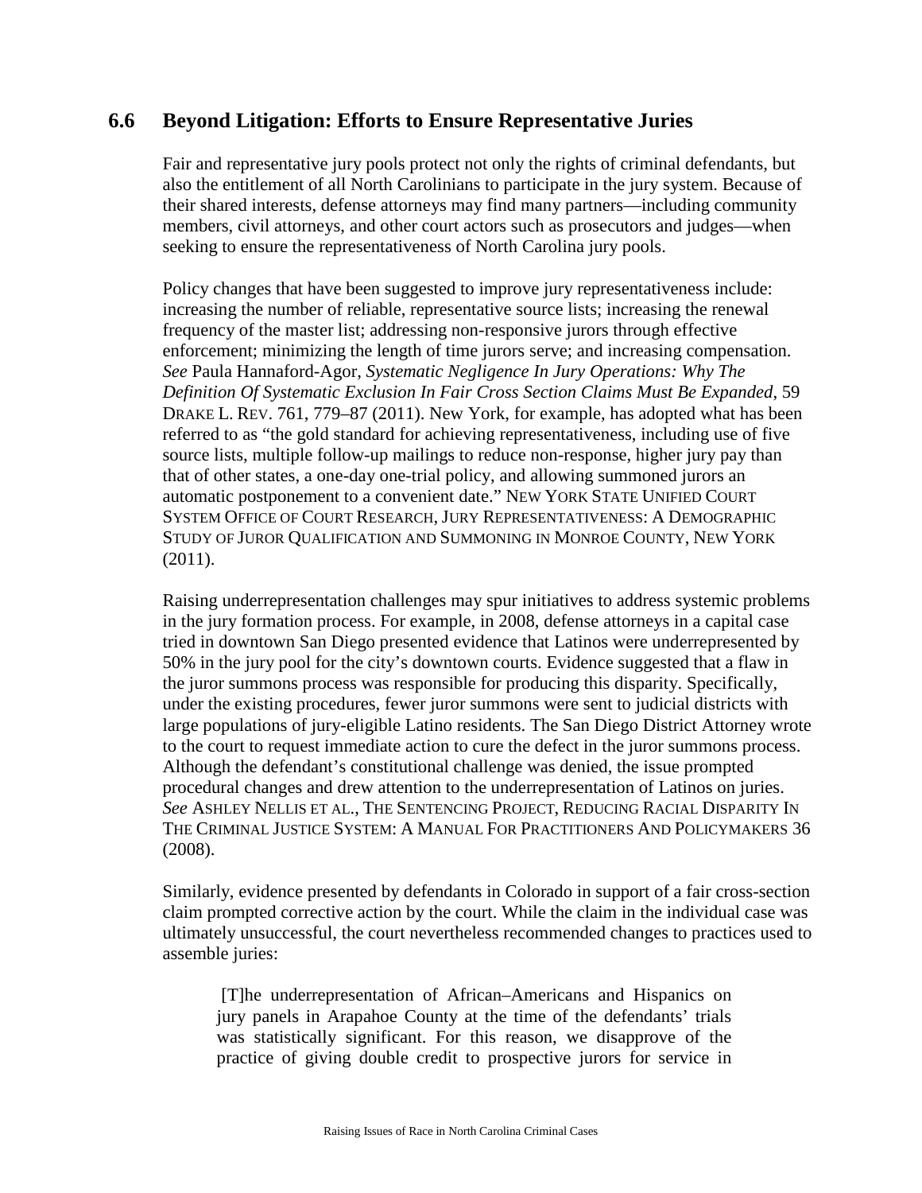## 6.6 Beyond Litigation: Efforts to Ensure Representative Juries

Fair and representative jury pools protect not only the rights of criminal defendants, but also the entitlement of all North Carolinians to participate in the jury system. Because of their shared interests, defense attorneys may find many partners—including community members, civil attorneys, and other court actors such as prosecutors and judges—when seeking to ensure the representativeness of North Carolina jury pools.

Policy changes that have been suggested to improve jury representativeness include: increasing the number of reliable, representative source lists; increasing the renewal frequency of the master list; addressing non-responsive jurors through effective enforcement; minimizing the length of time jurors serve; and increasing compensation. *See* Paula Hannaford-Agor, *Systematic Negligence In Jury Operations: Why The Definition Of Systematic Exclusion In Fair Cross Section Claims Must Be Expanded*, 59 DRAKE L. REV. 761, 779–87 (2011). New York, for example, has adopted what has been referred to as "the gold standard for achieving representativeness, including use of five source lists, multiple follow-up mailings to reduce non-response, higher jury pay than that of other states, a one-day one-trial policy, and allowing summoned jurors an automatic postponement to a convenient date." NEW YORK STATE UNIFIED COURT SYSTEM OFFICE OF COURT RESEARCH, JURY REPRESENTATIVENESS: A DEMOGRAPHIC STUDY OF JUROR QUALIFICATION AND SUMMONING IN MONROE COUNTY, NEW YORK (2011).

Raising underrepresentation challenges may spur initiatives to address systemic problems in the jury formation process. For example, in 2008, defense attorneys in a capital case tried in downtown San Diego presented evidence that Latinos were underrepresented by 50% in the jury pool for the city's downtown courts. Evidence suggested that a flaw in the juror summons process was responsible for producing this disparity. Specifically, under the existing procedures, fewer juror summons were sent to judicial districts with large populations of jury-eligible Latino residents. The San Diego District Attorney wrote to the court to request immediate action to cure the defect in the juror summons process. Although the defendant's constitutional challenge was denied, the issue prompted procedural changes and drew attention to the underrepresentation of Latinos on juries. *See* ASHLEY NELLIS ET AL., THE SENTENCING PROJECT, REDUCING RACIAL DISPARITY IN THE CRIMINAL JUSTICE SYSTEM: A MANUAL FOR PRACTITIONERS AND POLICYMAKERS 36 (2008).

Similarly, evidence presented by defendants in Colorado in support of a fair cross-section claim prompted corrective action by the court. While the claim in the individual case was ultimately unsuccessful, the court nevertheless recommended changes to practices used to assemble juries:

> [T]he underrepresentation of African–Americans and Hispanics on jury panels in Arapahoe County at the time of the defendants' trials was statistically significant. For this reason, we disapprove of the practice of giving double credit to prospective jurors for service in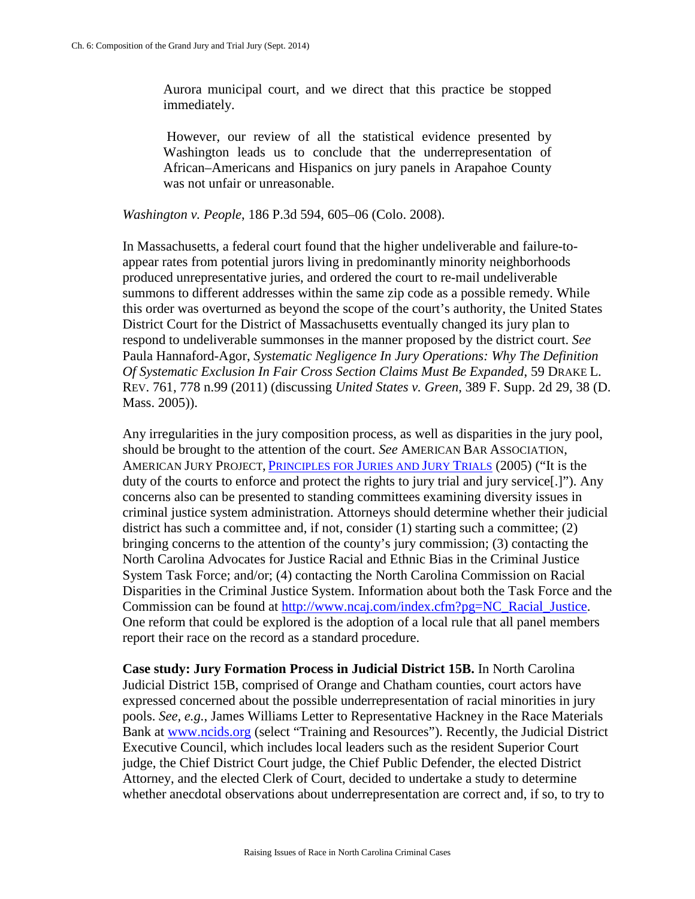> Aurora municipal court, and we direct that this practice be stopped immediately.
>
> However, our review of all the statistical evidence presented by Washington leads us to conclude that the underrepresentation of African–Americans and Hispanics on jury panels in Arapahoe County was not unfair or unreasonable.

*Washington v. People*, 186 P.3d 594, 605–06 (Colo. 2008).

In Massachusetts, a federal court found that the higher undeliverable and failure-to-appear rates from potential jurors living in predominantly minority neighborhoods produced unrepresentative juries, and ordered the court to re-mail undeliverable summons to different addresses within the same zip code as a possible remedy. While this order was overturned as beyond the scope of the court's authority, the United States District Court for the District of Massachusetts eventually changed its jury plan to respond to undeliverable summonses in the manner proposed by the district court. *See* Paula Hannaford-Agor, *Systematic Negligence In Jury Operations: Why The Definition Of Systematic Exclusion In Fair Cross Section Claims Must Be Expanded*, 59 DRAKE L. REV. 761, 778 n.99 (2011) (discussing *United States v. Green*, 389 F. Supp. 2d 29, 38 (D. Mass. 2005)).

Any irregularities in the jury composition process, as well as disparities in the jury pool, should be brought to the attention of the court. *See* AMERICAN BAR ASSOCIATION, AMERICAN JURY PROJECT, PRINCIPLES FOR JURIES AND JURY TRIALS (2005) ("It is the duty of the courts to enforce and protect the rights to jury trial and jury service[.]"). Any concerns also can be presented to standing committees examining diversity issues in criminal justice system administration. Attorneys should determine whether their judicial district has such a committee and, if not, consider (1) starting such a committee; (2) bringing concerns to the attention of the county's jury commission; (3) contacting the North Carolina Advocates for Justice Racial and Ethnic Bias in the Criminal Justice System Task Force; and/or; (4) contacting the North Carolina Commission on Racial Disparities in the Criminal Justice System. Information about both the Task Force and the Commission can be found at http://www.ncaj.com/index.cfm?pg=NC_Racial_Justice. One reform that could be explored is the adoption of a local rule that all panel members report their race on the record as a standard procedure.

**Case study: Jury Formation Process in Judicial District 15B.** In North Carolina Judicial District 15B, comprised of Orange and Chatham counties, court actors have expressed concerned about the possible underrepresentation of racial minorities in jury pools. *See, e.g.*, James Williams Letter to Representative Hackney in the Race Materials Bank at www.ncids.org (select "Training and Resources"). Recently, the Judicial District Executive Council, which includes local leaders such as the resident Superior Court judge, the Chief District Court judge, the Chief Public Defender, the elected District Attorney, and the elected Clerk of Court, decided to undertake a study to determine whether anecdotal observations about underrepresentation are correct and, if so, to try to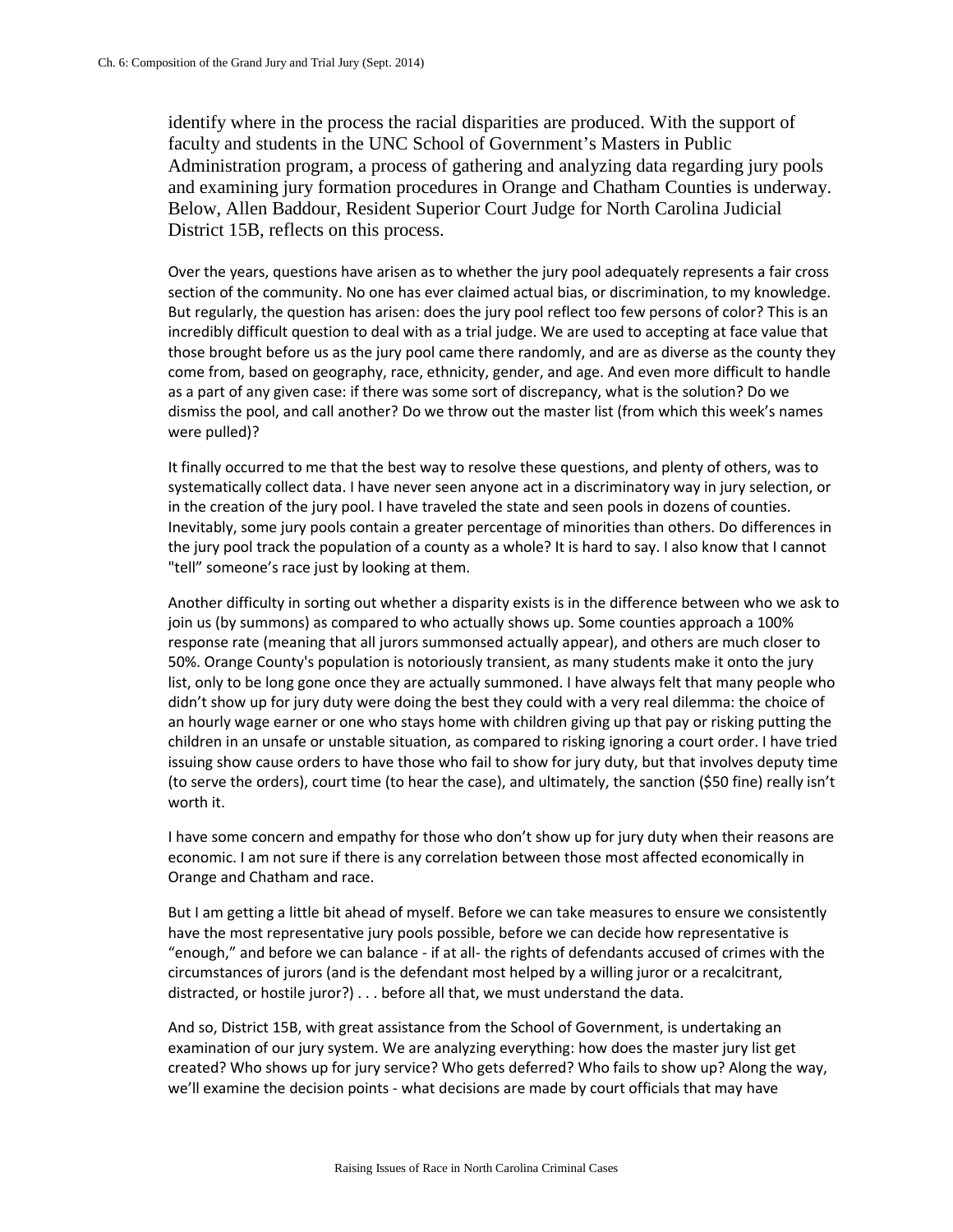identify where in the process the racial disparities are produced. With the support of faculty and students in the UNC School of Government's Masters in Public Administration program, a process of gathering and analyzing data regarding jury pools and examining jury formation procedures in Orange and Chatham Counties is underway. Below, Allen Baddour, Resident Superior Court Judge for North Carolina Judicial District 15B, reflects on this process.

Over the years, questions have arisen as to whether the jury pool adequately represents a fair cross section of the community. No one has ever claimed actual bias, or discrimination, to my knowledge. But regularly, the question has arisen: does the jury pool reflect too few persons of color? This is an incredibly difficult question to deal with as a trial judge. We are used to accepting at face value that those brought before us as the jury pool came there randomly, and are as diverse as the county they come from, based on geography, race, ethnicity, gender, and age. And even more difficult to handle as a part of any given case: if there was some sort of discrepancy, what is the solution? Do we dismiss the pool, and call another? Do we throw out the master list (from which this week's names were pulled)?

It finally occurred to me that the best way to resolve these questions, and plenty of others, was to systematically collect data. I have never seen anyone act in a discriminatory way in jury selection, or in the creation of the jury pool. I have traveled the state and seen pools in dozens of counties. Inevitably, some jury pools contain a greater percentage of minorities than others. Do differences in the jury pool track the population of a county as a whole? It is hard to say. I also know that I cannot "tell" someone's race just by looking at them.

Another difficulty in sorting out whether a disparity exists is in the difference between who we ask to join us (by summons) as compared to who actually shows up. Some counties approach a 100% response rate (meaning that all jurors summonsed actually appear), and others are much closer to 50%. Orange County's population is notoriously transient, as many students make it onto the jury list, only to be long gone once they are actually summoned. I have always felt that many people who didn't show up for jury duty were doing the best they could with a very real dilemma: the choice of an hourly wage earner or one who stays home with children giving up that pay or risking putting the children in an unsafe or unstable situation, as compared to risking ignoring a court order. I have tried issuing show cause orders to have those who fail to show for jury duty, but that involves deputy time (to serve the orders), court time (to hear the case), and ultimately, the sanction ($50 fine) really isn't worth it.

I have some concern and empathy for those who don't show up for jury duty when their reasons are economic. I am not sure if there is any correlation between those most affected economically in Orange and Chatham and race.

But I am getting a little bit ahead of myself. Before we can take measures to ensure we consistently have the most representative jury pools possible, before we can decide how representative is "enough," and before we can balance - if at all- the rights of defendants accused of crimes with the circumstances of jurors (and is the defendant most helped by a willing juror or a recalcitrant, distracted, or hostile juror?) . . . before all that, we must understand the data.

And so, District 15B, with great assistance from the School of Government, is undertaking an examination of our jury system. We are analyzing everything: how does the master jury list get created? Who shows up for jury service? Who gets deferred? Who fails to show up? Along the way, we'll examine the decision points - what decisions are made by court officials that may have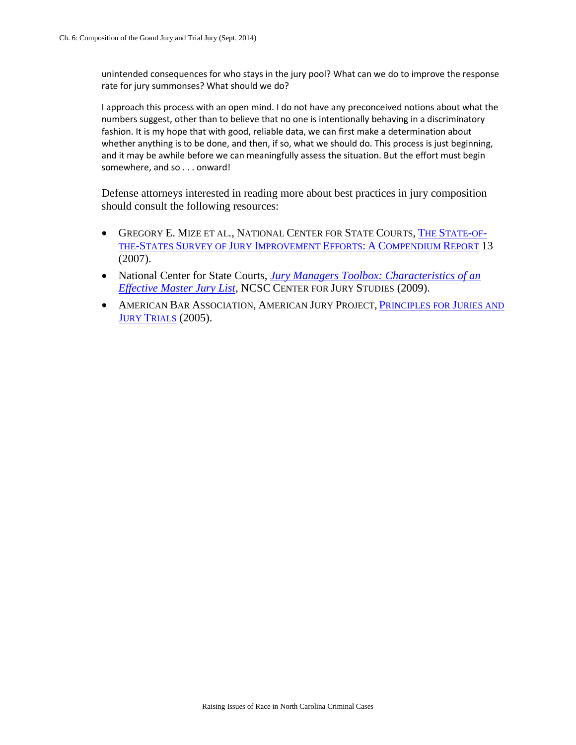unintended consequences for who stays in the jury pool? What can we do to improve the response rate for jury summonses? What should we do?

I approach this process with an open mind. I do not have any preconceived notions about what the numbers suggest, other than to believe that no one is intentionally behaving in a discriminatory fashion. It is my hope that with good, reliable data, we can first make a determination about whether anything is to be done, and then, if so, what we should do. This process is just beginning, and it may be awhile before we can meaningfully assess the situation. But the effort must begin somewhere, and so . . . onward!

Defense attorneys interested in reading more about best practices in jury composition should consult the following resources:

- GREGORY E. MIZE ET AL., NATIONAL CENTER FOR STATE COURTS, THE STATE-OF-THE-STATES SURVEY OF JURY IMPROVEMENT EFFORTS: A COMPENDIUM REPORT 13 (2007).
- National Center for State Courts, *Jury Managers Toolbox: Characteristics of an Effective Master Jury List*, NCSC CENTER FOR JURY STUDIES (2009).
- AMERICAN BAR ASSOCIATION, AMERICAN JURY PROJECT, PRINCIPLES FOR JURIES AND JURY TRIALS (2005).